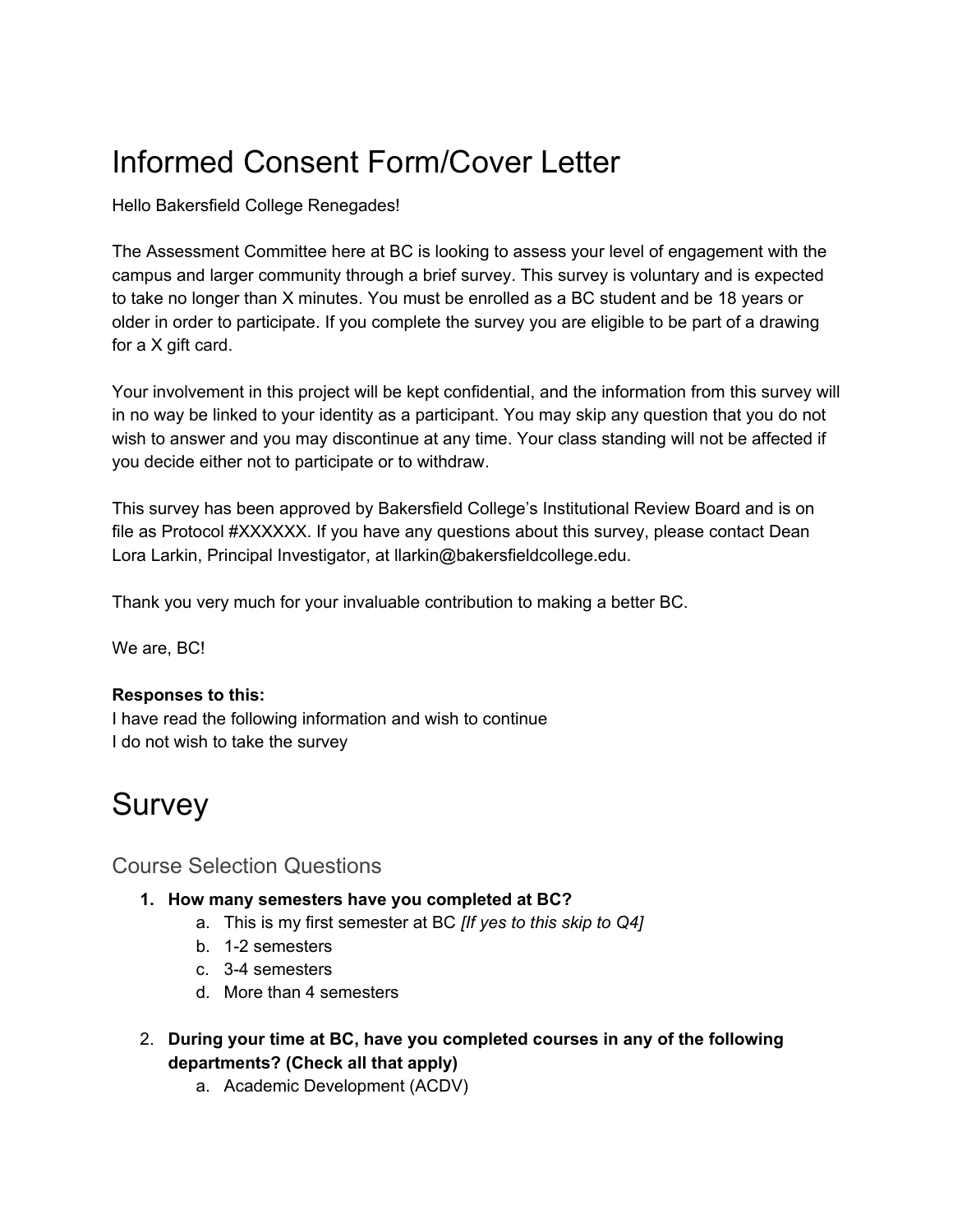# Informed Consent Form/Cover Letter

Hello Bakersfield College Renegades!

The Assessment Committee here at BC is looking to assess your level of engagement with the campus and larger community through a brief survey. This survey is voluntary and is expected to take no longer than X minutes. You must be enrolled as a BC student and be 18 years or older in order to participate. If you complete the survey you are eligible to be part of a drawing for a X gift card.

Your involvement in this project will be kept confidential, and the information from this survey will in no way be linked to your identity as a participant. You may skip any question that you do not wish to answer and you may discontinue at any time. Your class standing will not be affected if you decide either not to participate or to withdraw.

This survey has been approved by Bakersfield College's Institutional Review Board and is on file as Protocol #XXXXXX. If you have any questions about this survey, please contact Dean Lora Larkin, Principal Investigator, at llarkin@bakersfieldcollege.edu.

Thank you very much for your invaluable contribution to making a better BC.

We are, BC!

**Responses to this:**
I have read the following information and wish to continue
I do not wish to take the survey

# Survey

## Course Selection Questions

1. **How many semesters have you completed at BC?**
    a. This is my first semester at BC *[If yes to this skip to Q4]*
    b. 1-2 semesters
    c. 3-4 semesters
    d. More than 4 semesters

2. **During your time at BC, have you completed courses in any of the following departments? (Check all that apply)**
    a. Academic Development (ACDV)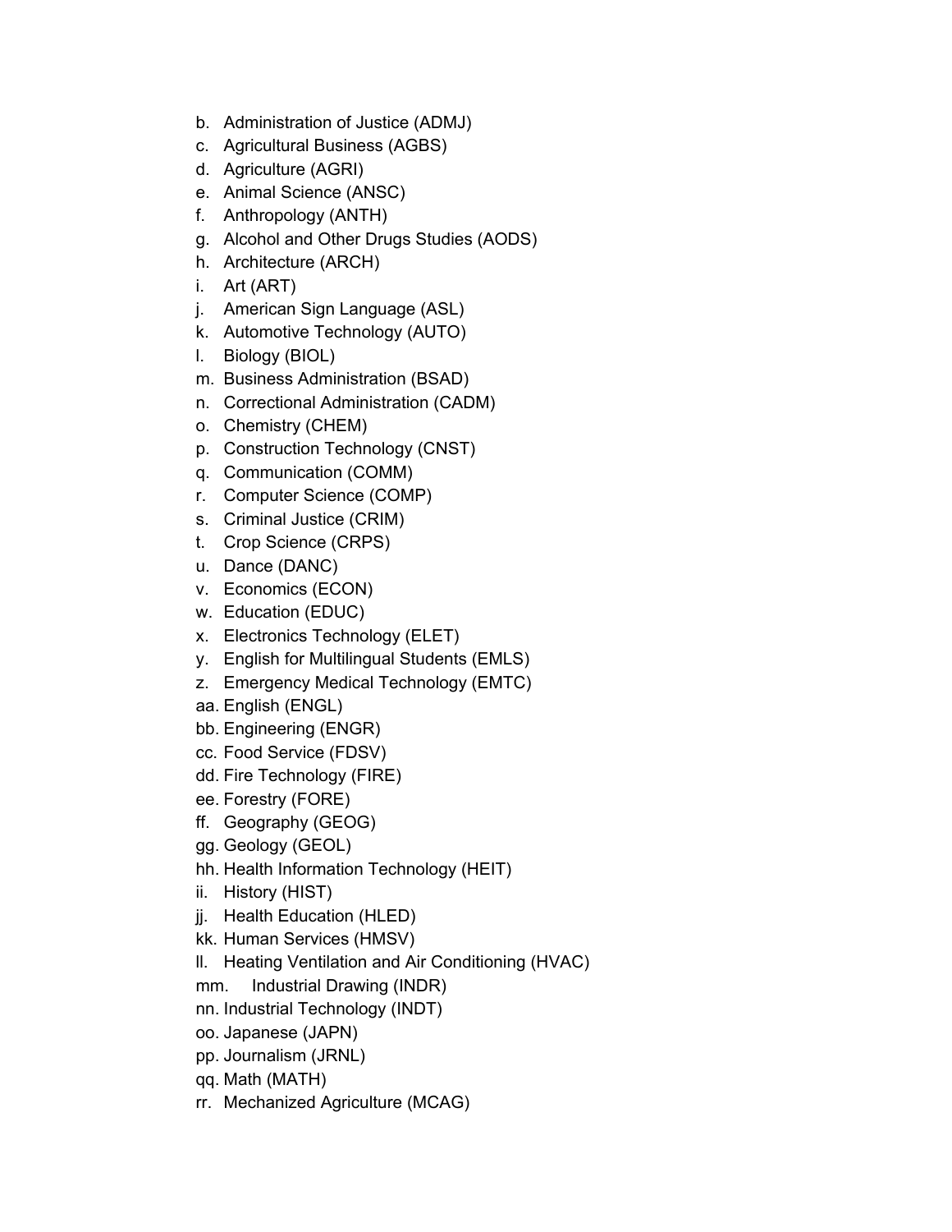b. Administration of Justice (ADMJ)
c. Agricultural Business (AGBS)
d. Agriculture (AGRI)
e. Animal Science (ANSC)
f. Anthropology (ANTH)
g. Alcohol and Other Drugs Studies (AODS)
h. Architecture (ARCH)
i. Art (ART)
j. American Sign Language (ASL)
k. Automotive Technology (AUTO)
l. Biology (BIOL)
m. Business Administration (BSAD)
n. Correctional Administration (CADM)
o. Chemistry (CHEM)
p. Construction Technology (CNST)
q. Communication (COMM)
r. Computer Science (COMP)
s. Criminal Justice (CRIM)
t. Crop Science (CRPS)
u. Dance (DANC)
v. Economics (ECON)
w. Education (EDUC)
x. Electronics Technology (ELET)
y. English for Multilingual Students (EMLS)
z. Emergency Medical Technology (EMTC)
aa. English (ENGL)
bb. Engineering (ENGR)
cc. Food Service (FDSV)
dd. Fire Technology (FIRE)
ee. Forestry (FORE)
ff. Geography (GEOG)
gg. Geology (GEOL)
hh. Health Information Technology (HEIT)
ii. History (HIST)
jj. Health Education (HLED)
kk. Human Services (HMSV)
ll. Heating Ventilation and Air Conditioning (HVAC)
mm. Industrial Drawing (INDR)
nn. Industrial Technology (INDT)
oo. Japanese (JAPN)
pp. Journalism (JRNL)
qq. Math (MATH)
rr. Mechanized Agriculture (MCAG)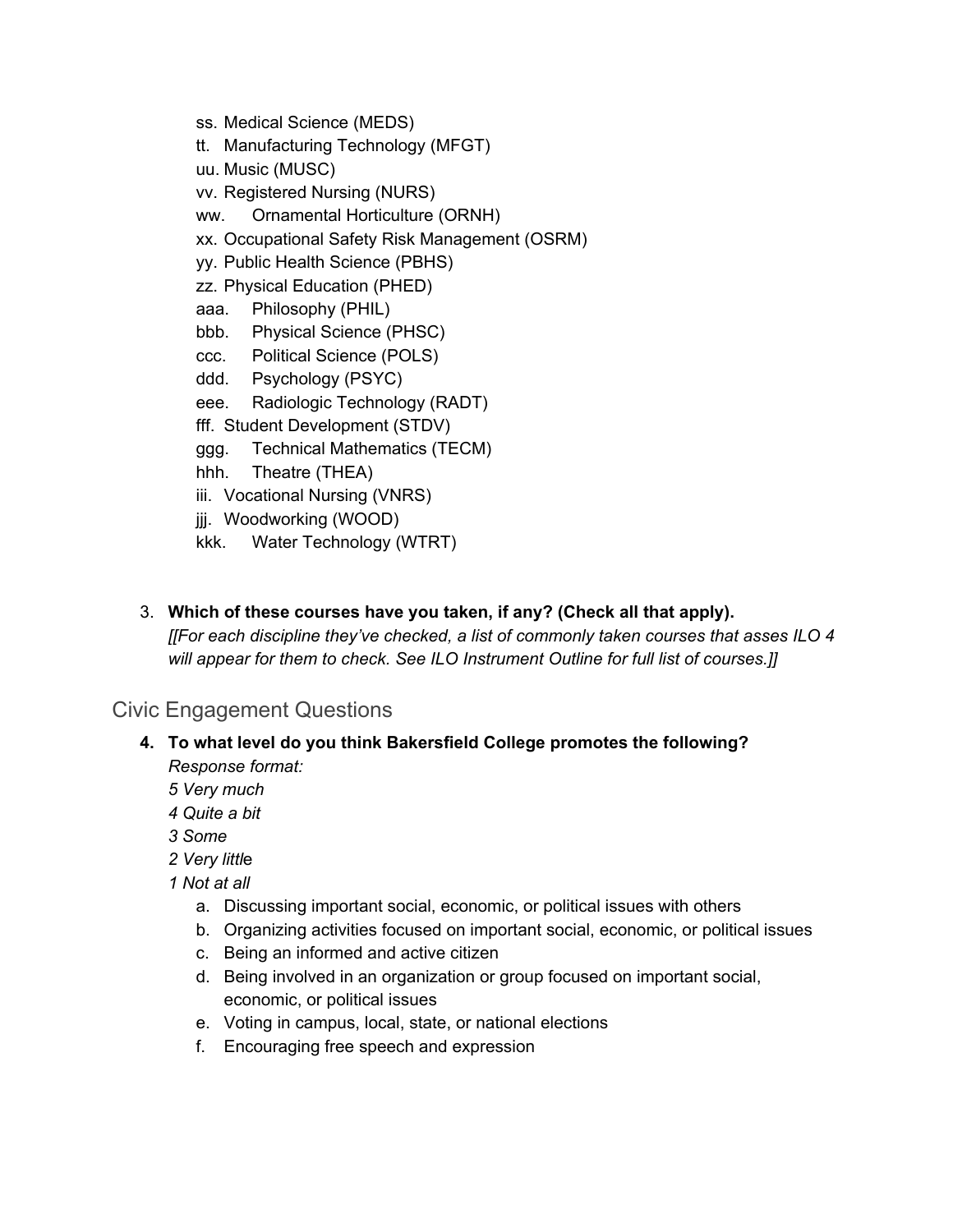ss. Medical Science (MEDS)
tt. Manufacturing Technology (MFGT)
uu. Music (MUSC)
vv. Registered Nursing (NURS)
ww. Ornamental Horticulture (ORNH)
xx. Occupational Safety Risk Management (OSRM)
yy. Public Health Science (PBHS)
zz. Physical Education (PHED)
aaa. Philosophy (PHIL)
bbb. Physical Science (PHSC)
ccc. Political Science (POLS)
ddd. Psychology (PSYC)
eee. Radiologic Technology (RADT)
fff. Student Development (STDV)
ggg. Technical Mathematics (TECM)
hhh. Theatre (THEA)
iii. Vocational Nursing (VNRS)
jjj. Woodworking (WOOD)
kkk. Water Technology (WTRT)

3. **Which of these courses have you taken, if any? (Check all that apply).**
   *[[For each discipline they've checked, a list of commonly taken courses that asses ILO 4 will appear for them to check. See ILO Instrument Outline for full list of courses.]]*

## Civic Engagement Questions

4. **To what level do you think Bakersfield College promotes the following?**
   *Response format:*
   *5 Very much*
   *4 Quite a bit*
   *3 Some*
   *2 Very little*
   *1 Not at all*
   a. Discussing important social, economic, or political issues with others
   b. Organizing activities focused on important social, economic, or political issues
   c. Being an informed and active citizen
   d. Being involved in an organization or group focused on important social, economic, or political issues
   e. Voting in campus, local, state, or national elections
   f. Encouraging free speech and expression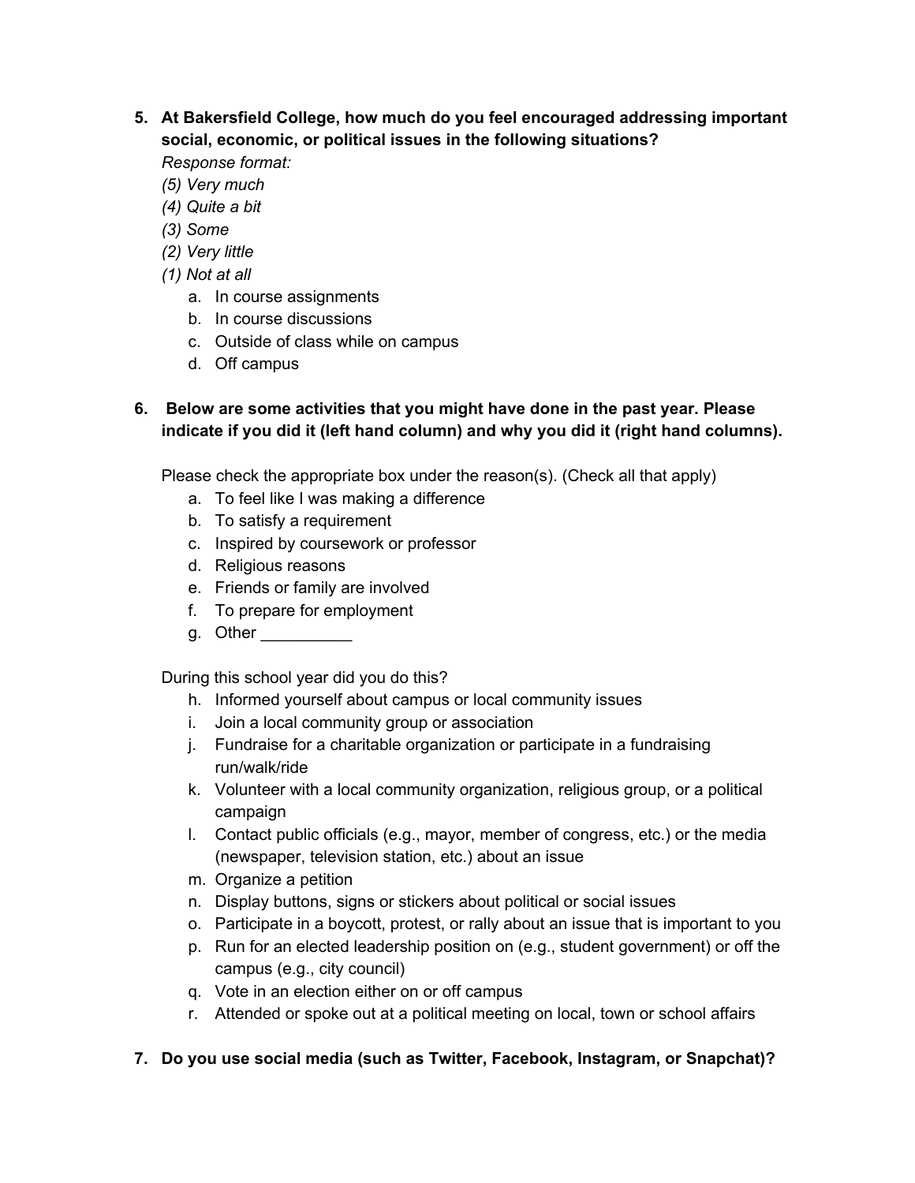5. **At Bakersfield College, how much do you feel encouraged addressing important social, economic, or political issues in the following situations?**
   *Response format:*
   *(5) Very much*
   *(4) Quite a bit*
   *(3) Some*
   *(2) Very little*
   *(1) Not at all*
   a. In course assignments
   b. In course discussions
   c. Outside of class while on campus
   d. Off campus

6. **Below are some activities that you might have done in the past year. Please indicate if you did it (left hand column) and why you did it (right hand columns).**

   Please check the appropriate box under the reason(s). (Check all that apply)
   a. To feel like I was making a difference
   b. To satisfy a requirement
   c. Inspired by coursework or professor
   d. Religious reasons
   e. Friends or family are involved
   f. To prepare for employment
   g. Other __________

   During this school year did you do this?
   h. Informed yourself about campus or local community issues
   i. Join a local community group or association
   j. Fundraise for a charitable organization or participate in a fundraising run/walk/ride
   k. Volunteer with a local community organization, religious group, or a political campaign
   l. Contact public officials (e.g., mayor, member of congress, etc.) or the media (newspaper, television station, etc.) about an issue
   m. Organize a petition
   n. Display buttons, signs or stickers about political or social issues
   o. Participate in a boycott, protest, or rally about an issue that is important to you
   p. Run for an elected leadership position on (e.g., student government) or off the campus (e.g., city council)
   q. Vote in an election either on or off campus
   r. Attended or spoke out at a political meeting on local, town or school affairs

7. **Do you use social media (such as Twitter, Facebook, Instagram, or Snapchat)?**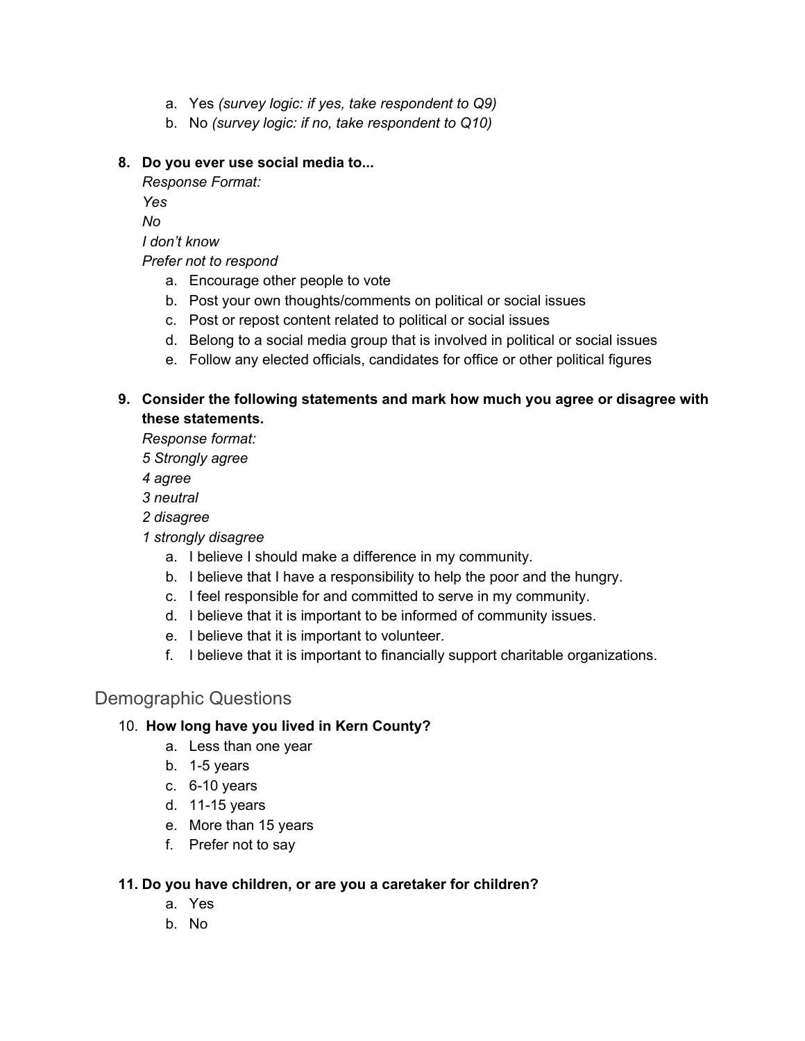a. Yes *(survey logic: if yes, take respondent to Q9)*
b. No *(survey logic: if no, take respondent to Q10)*

**8. Do you ever use social media to...**

*Response Format:*
*Yes*
*No*
*I don't know*
*Prefer not to respond*

a. Encourage other people to vote
b. Post your own thoughts/comments on political or social issues
c. Post or repost content related to political or social issues
d. Belong to a social media group that is involved in political or social issues
e. Follow any elected officials, candidates for office or other political figures

**9. Consider the following statements and mark how much you agree or disagree with these statements.**

*Response format:*
*5 Strongly agree*
*4 agree*
*3 neutral*
*2 disagree*
*1 strongly disagree*

a. I believe I should make a difference in my community.
b. I believe that I have a responsibility to help the poor and the hungry.
c. I feel responsible for and committed to serve in my community.
d. I believe that it is important to be informed of community issues.
e. I believe that it is important to volunteer.
f. I believe that it is important to financially support charitable organizations.

## Demographic Questions

**10. How long have you lived in Kern County?**

a. Less than one year
b. 1-5 years
c. 6-10 years
d. 11-15 years
e. More than 15 years
f. Prefer not to say

**11. Do you have children, or are you a caretaker for children?**

a. Yes
b. No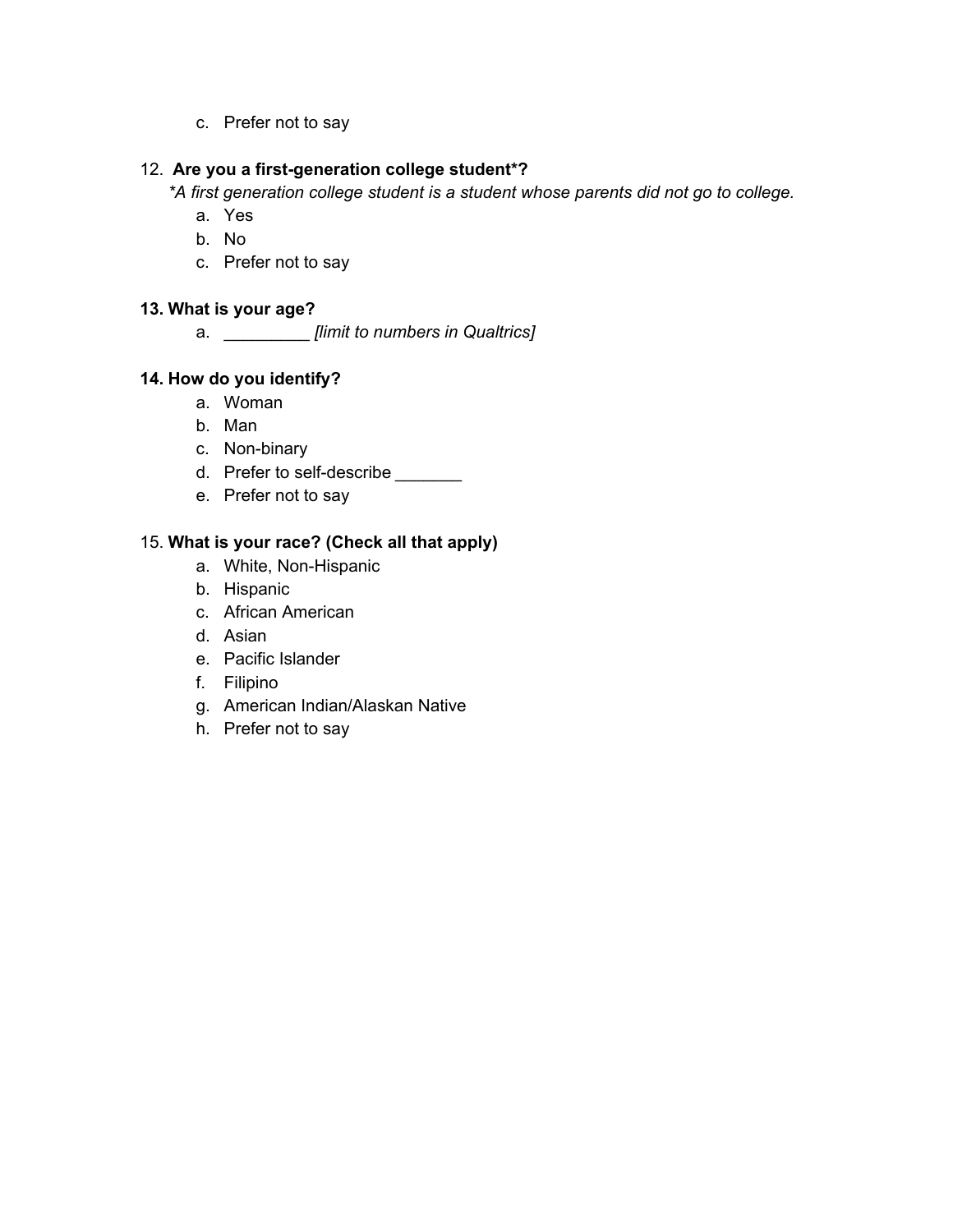c. Prefer not to say

12. **Are you a first-generation college student*?**
    *\*A first generation college student is a student whose parents did not go to college.*
    a. Yes
    b. No
    c. Prefer not to say

**13. What is your age?**
    a. _________ *[limit to numbers in Qualtrics]*

**14. How do you identify?**
    a. Woman
    b. Man
    c. Non-binary
    d. Prefer to self-describe _______
    e. Prefer not to say

15. **What is your race? (Check all that apply)**
    a. White, Non-Hispanic
    b. Hispanic
    c. African American
    d. Asian
    e. Pacific Islander
    f. Filipino
    g. American Indian/Alaskan Native
    h. Prefer not to say